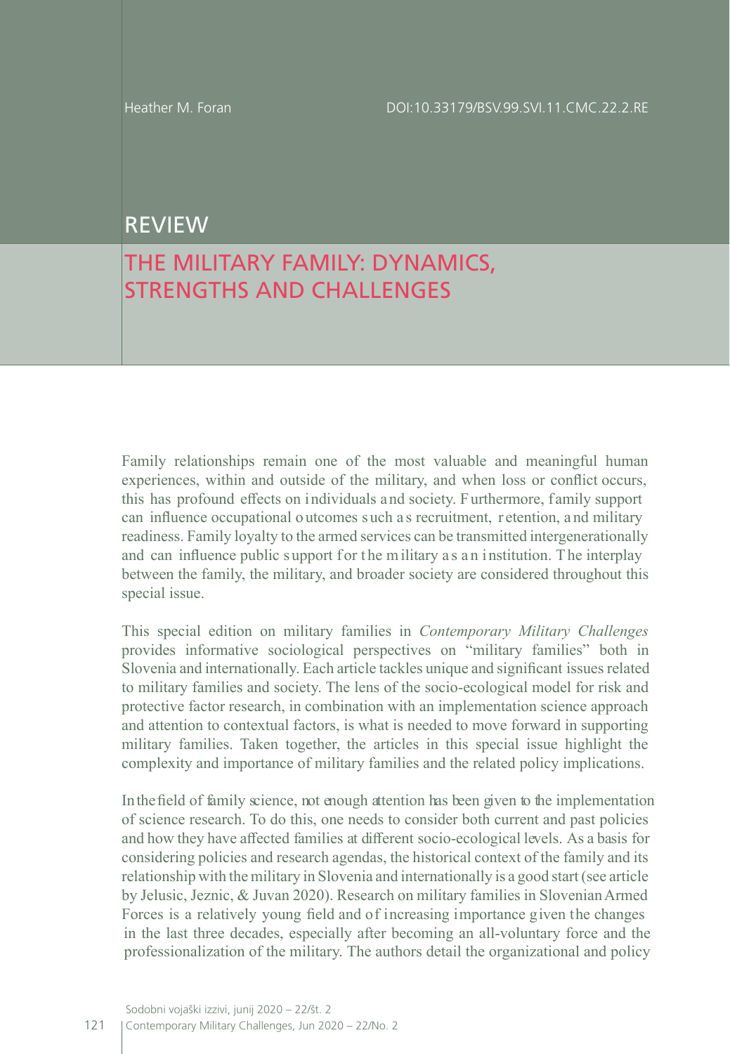Heather M. Foran

DOI:10.33179/BSV.99.SVI.11.CMC.22.2.RE

# REVIEW

## THE MILITARY FAMILY: DYNAMICS, STRENGTHS AND CHALLENGES

Family relationships remain one of the most valuable and meaningful human experiences, within and outside of the military, and when loss or conflict occurs, this has profound effects on individuals and society. Furthermore, family support can influence occupational outcomes such as recruitment, retention, and military readiness. Family loyalty to the armed services can be transmitted intergenerationally and can influence public support for the military as an institution. The interplay between the family, the military, and broader society are considered throughout this special issue.

This special edition on military families in *Contemporary Military Challenges* provides informative sociological perspectives on "military families" both in Slovenia and internationally. Each article tackles unique and significant issues related to military families and society. The lens of the socio-ecological model for risk and protective factor research, in combination with an implementation science approach and attention to contextual factors, is what is needed to move forward in supporting military families. Taken together, the articles in this special issue highlight the complexity and importance of military families and the related policy implications.

In the field of family science, not enough attention has been given to the implementation of science research. To do this, one needs to consider both current and past policies and how they have affected families at different socio-ecological levels. As a basis for considering policies and research agendas, the historical context of the family and its relationship with the military in Slovenia and internationally is a good start (see article by Jelusic, Jeznic, & Juvan 2020). Research on military families in Slovenian Armed Forces is a relatively young field and of increasing importance given the changes in the last three decades, especially after becoming an all-voluntary force and the professionalization of the military. The authors detail the organizational and policy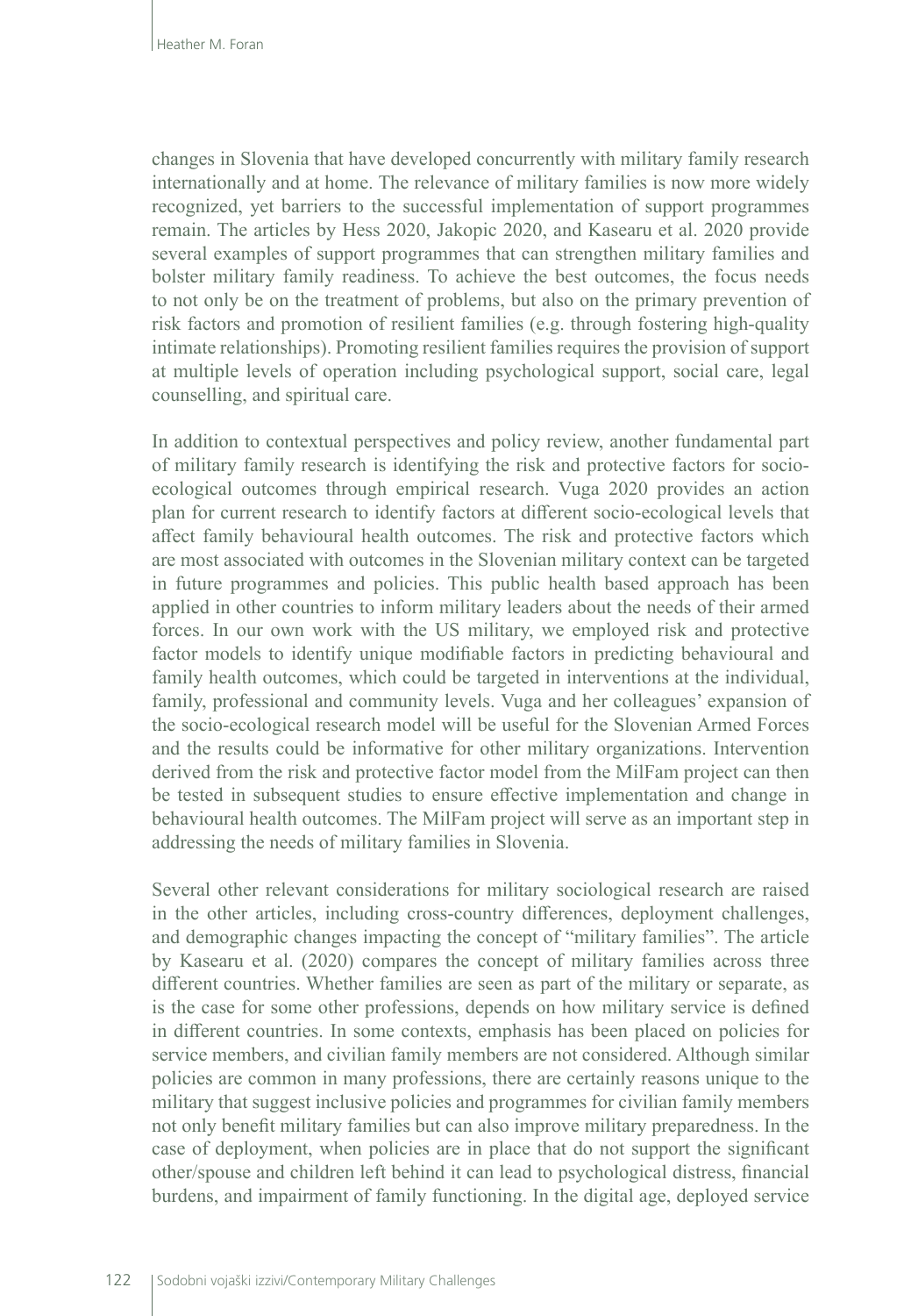changes in Slovenia that have developed concurrently with military family research internationally and at home. The relevance of military families is now more widely recognized, yet barriers to the successful implementation of support programmes remain. The articles by Hess 2020, Jakopic 2020, and Kasearu et al. 2020 provide several examples of support programmes that can strengthen military families and bolster military family readiness. To achieve the best outcomes, the focus needs to not only be on the treatment of problems, but also on the primary prevention of risk factors and promotion of resilient families (e.g. through fostering high-quality intimate relationships). Promoting resilient families requires the provision of support at multiple levels of operation including psychological support, social care, legal counselling, and spiritual care.

In addition to contextual perspectives and policy review, another fundamental part of military family research is identifying the risk and protective factors for socio-ecological outcomes through empirical research. Vuga 2020 provides an action plan for current research to identify factors at different socio-ecological levels that affect family behavioural health outcomes. The risk and protective factors which are most associated with outcomes in the Slovenian military context can be targeted in future programmes and policies. This public health based approach has been applied in other countries to inform military leaders about the needs of their armed forces. In our own work with the US military, we employed risk and protective factor models to identify unique modifiable factors in predicting behavioural and family health outcomes, which could be targeted in interventions at the individual, family, professional and community levels. Vuga and her colleagues' expansion of the socio-ecological research model will be useful for the Slovenian Armed Forces and the results could be informative for other military organizations. Intervention derived from the risk and protective factor model from the MilFam project can then be tested in subsequent studies to ensure effective implementation and change in behavioural health outcomes. The MilFam project will serve as an important step in addressing the needs of military families in Slovenia.

Several other relevant considerations for military sociological research are raised in the other articles, including cross-country differences, deployment challenges, and demographic changes impacting the concept of "military families". The article by Kasearu et al. (2020) compares the concept of military families across three different countries. Whether families are seen as part of the military or separate, as is the case for some other professions, depends on how military service is defined in different countries. In some contexts, emphasis has been placed on policies for service members, and civilian family members are not considered. Although similar policies are common in many professions, there are certainly reasons unique to the military that suggest inclusive policies and programmes for civilian family members not only benefit military families but can also improve military preparedness. In the case of deployment, when policies are in place that do not support the significant other/spouse and children left behind it can lead to psychological distress, financial burdens, and impairment of family functioning. In the digital age, deployed service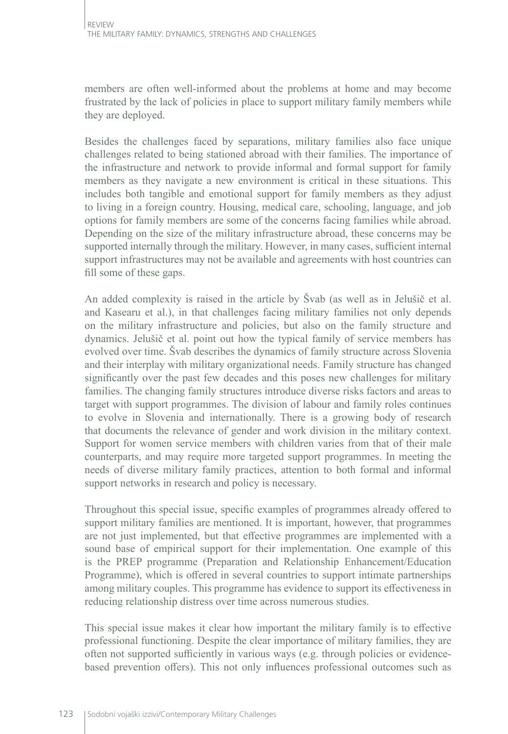members are often well-informed about the problems at home and may become frustrated by the lack of policies in place to support military family members while they are deployed.

Besides the challenges faced by separations, military families also face unique challenges related to being stationed abroad with their families. The importance of the infrastructure and network to provide informal and formal support for family members as they navigate a new environment is critical in these situations. This includes both tangible and emotional support for family members as they adjust to living in a foreign country. Housing, medical care, schooling, language, and job options for family members are some of the concerns facing families while abroad. Depending on the size of the military infrastructure abroad, these concerns may be supported internally through the military. However, in many cases, sufficient internal support infrastructures may not be available and agreements with host countries can fill some of these gaps.

An added complexity is raised in the article by Švab (as well as in Jelušič et al. and Kasearu et al.), in that challenges facing military families not only depends on the military infrastructure and policies, but also on the family structure and dynamics. Jelušič et al. point out how the typical family of service members has evolved over time. Švab describes the dynamics of family structure across Slovenia and their interplay with military organizational needs. Family structure has changed significantly over the past few decades and this poses new challenges for military families. The changing family structures introduce diverse risks factors and areas to target with support programmes. The division of labour and family roles continues to evolve in Slovenia and internationally. There is a growing body of research that documents the relevance of gender and work division in the military context. Support for women service members with children varies from that of their male counterparts, and may require more targeted support programmes. In meeting the needs of diverse military family practices, attention to both formal and informal support networks in research and policy is necessary.

Throughout this special issue, specific examples of programmes already offered to support military families are mentioned. It is important, however, that programmes are not just implemented, but that effective programmes are implemented with a sound base of empirical support for their implementation. One example of this is the PREP programme (Preparation and Relationship Enhancement/Education Programme), which is offered in several countries to support intimate partnerships among military couples. This programme has evidence to support its effectiveness in reducing relationship distress over time across numerous studies.

This special issue makes it clear how important the military family is to effective professional functioning. Despite the clear importance of military families, they are often not supported sufficiently in various ways (e.g. through policies or evidence-based prevention offers). This not only influences professional outcomes such as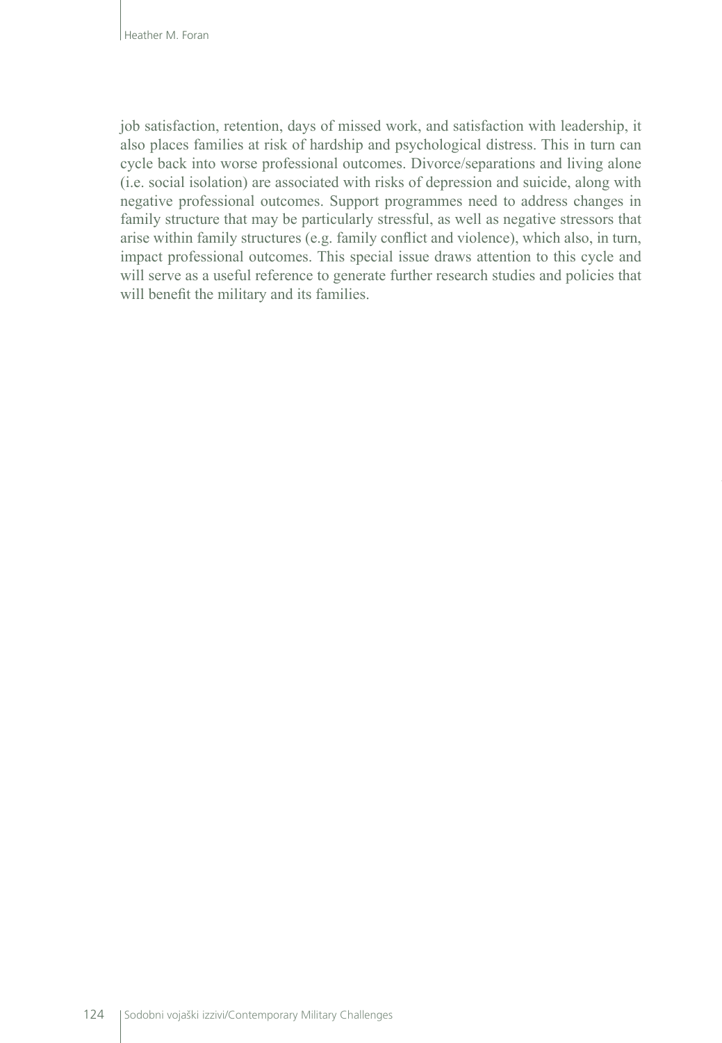job satisfaction, retention, days of missed work, and satisfaction with leadership, it also places families at risk of hardship and psychological distress. This in turn can cycle back into worse professional outcomes. Divorce/separations and living alone (i.e. social isolation) are associated with risks of depression and suicide, along with negative professional outcomes. Support programmes need to address changes in family structure that may be particularly stressful, as well as negative stressors that arise within family structures (e.g. family conflict and violence), which also, in turn, impact professional outcomes. This special issue draws attention to this cycle and will serve as a useful reference to generate further research studies and policies that will benefit the military and its families.